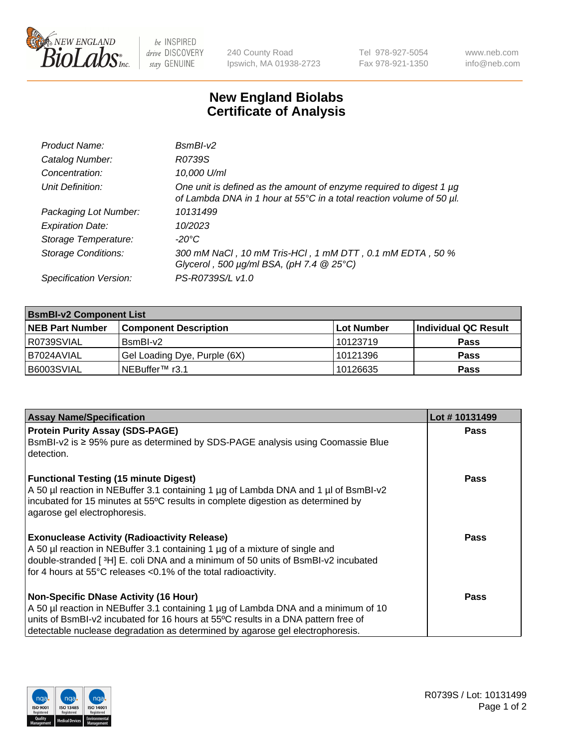# New England Biolabs
# Certificate of Analysis

| | |
|---|---|
| *Product Name:* | *BsmBI-v2* |
| *Catalog Number:* | *R0739S* |
| *Concentration:* | *10,000 U/ml* |
| *Unit Definition:* | *One unit is defined as the amount of enzyme required to digest 1 µg of Lambda DNA in 1 hour at 55°C in a total reaction volume of 50 µl.* |
| *Packaging Lot Number:* | *10131499* |
| *Expiration Date:* | *10/2023* |
| *Storage Temperature:* | *-20°C* |
| *Storage Conditions:* | *300 mM NaCl , 10 mM Tris-HCl , 1 mM DTT , 0.1 mM EDTA , 50 % Glycerol , 500 µg/ml BSA, (pH 7.4 @ 25°C)* |
| *Specification Version:* | *PS-R0739S/L v1.0* |

| **BsmBI-v2 Component List** | | | |
|---|---|---|---|
| **NEB Part Number** | **Component Description** | **Lot Number** | **Individual QC Result** |
| R0739SVIAL | BsmBI-v2 | 10123719 | **Pass** |
| B7024AVIAL | Gel Loading Dye, Purple (6X) | 10121396 | **Pass** |
| B6003SVIAL | NEBuffer™ r3.1 | 10126635 | **Pass** |

| **Assay Name/Specification** | **Lot # 10131499** |
|---|---|
| **Protein Purity Assay (SDS-PAGE)** BsmBI-v2 is ≥ 95% pure as determined by SDS-PAGE analysis using Coomassie Blue detection. | **Pass** |
| **Functional Testing (15 minute Digest)** A 50 µl reaction in NEBuffer 3.1 containing 1 µg of Lambda DNA and 1 µl of BsmBI-v2 incubated for 15 minutes at 55ºC results in complete digestion as determined by agarose gel electrophoresis. | **Pass** |
| **Exonuclease Activity (Radioactivity Release)** A 50 µl reaction in NEBuffer 3.1 containing 1 µg of a mixture of single and double-stranded [ $^3$H] E. coli DNA and a minimum of 50 units of BsmBI-v2 incubated for 4 hours at 55°C releases <0.1% of the total radioactivity. | **Pass** |
| **Non-Specific DNase Activity (16 Hour)** A 50 µl reaction in NEBuffer 3.1 containing 1 µg of Lambda DNA and a minimum of 10 units of BsmBI-v2 incubated for 16 hours at 55ºC results in a DNA pattern free of detectable nuclease degradation as determined by agarose gel electrophoresis. | **Pass** |

R0739S / Lot: 10131499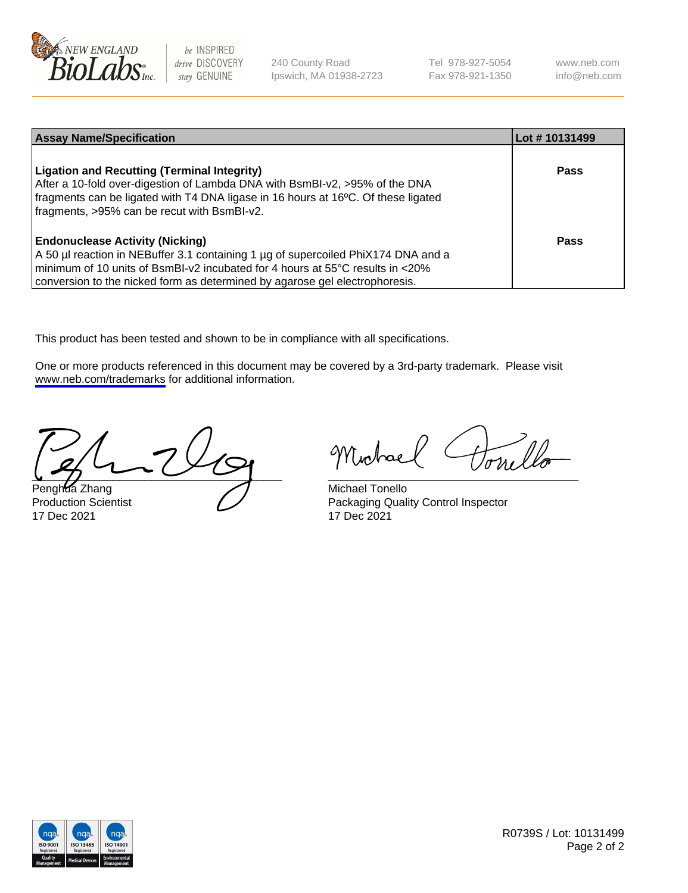| Assay Name/Specification | Lot # 10131499 |
| --- | --- |
| **Ligation and Recutting (Terminal Integrity)**<br>After a 10-fold over-digestion of Lambda DNA with BsmBI-v2, >95% of the DNA fragments can be ligated with T4 DNA ligase in 16 hours at 16ºC. Of these ligated fragments, >95% can be recut with BsmBI-v2. | **Pass** |
| **Endonuclease Activity (Nicking)**<br>A 50 µl reaction in NEBuffer 3.1 containing 1 µg of supercoiled PhiX174 DNA and a minimum of 10 units of BsmBI-v2 incubated for 4 hours at 55°C results in <20% conversion to the nicked form as determined by agarose gel electrophoresis. | **Pass** |

This product has been tested and shown to be in compliance with all specifications.

One or more products referenced in this document may be covered by a 3rd-party trademark. Please visit www.neb.com/trademarks for additional information.

Penghua Zhang
Production Scientist
17 Dec 2021

Michael Tonello
Packaging Quality Control Inspector
17 Dec 2021

R0739S / Lot: 10131499